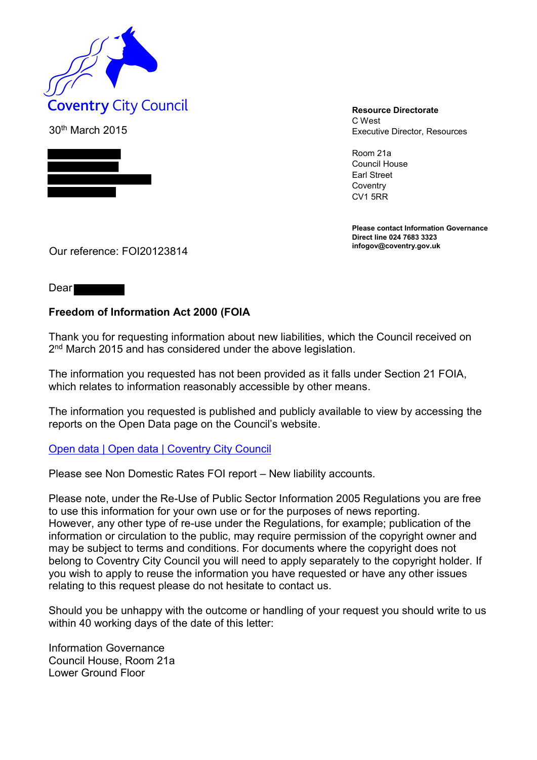Coventry City Council

30th March 2015

**Resource Directorate**
C West
Executive Director, Resources

Room 21a
Council House
Earl Street
Coventry
CV1 5RR

**Please contact Information Governance**
**Direct line 024 7683 3323**
**infogov@coventry.gov.uk**

Our reference: FOI20123814

Dear

**Freedom of Information Act 2000 (FOIA**

Thank you for requesting information about new liabilities, which the Council received on 2nd March 2015 and has considered under the above legislation.

The information you requested has not been provided as it falls under Section 21 FOIA, which relates to information reasonably accessible by other means.

The information you requested is published and publicly available to view by accessing the reports on the Open Data page on the Council's website.

Open data | Open data | Coventry City Council

Please see Non Domestic Rates FOI report – New liability accounts.

Please note, under the Re-Use of Public Sector Information 2005 Regulations you are free to use this information for your own use or for the purposes of news reporting. However, any other type of re-use under the Regulations, for example; publication of the information or circulation to the public, may require permission of the copyright owner and may be subject to terms and conditions. For documents where the copyright does not belong to Coventry City Council you will need to apply separately to the copyright holder. If you wish to apply to reuse the information you have requested or have any other issues relating to this request please do not hesitate to contact us.

Should you be unhappy with the outcome or handling of your request you should write to us within 40 working days of the date of this letter:

Information Governance
Council House, Room 21a
Lower Ground Floor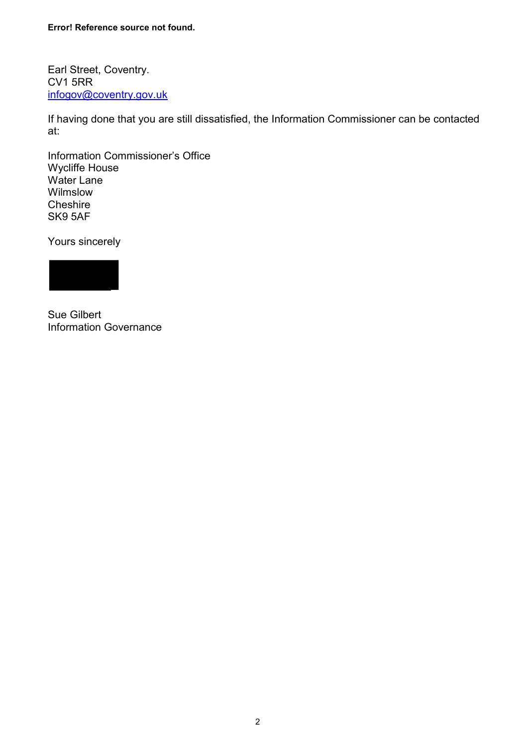Earl Street, Coventry.  
CV1 5RR  
infogov@coventry.gov.uk

If having done that you are still dissatisfied, the Information Commissioner can be contacted at:

Information Commissioner's Office  
Wycliffe House  
Water Lane  
Wilmslow  
Cheshire  
SK9 5AF

Yours sincerely

Sue Gilbert  
Information Governance